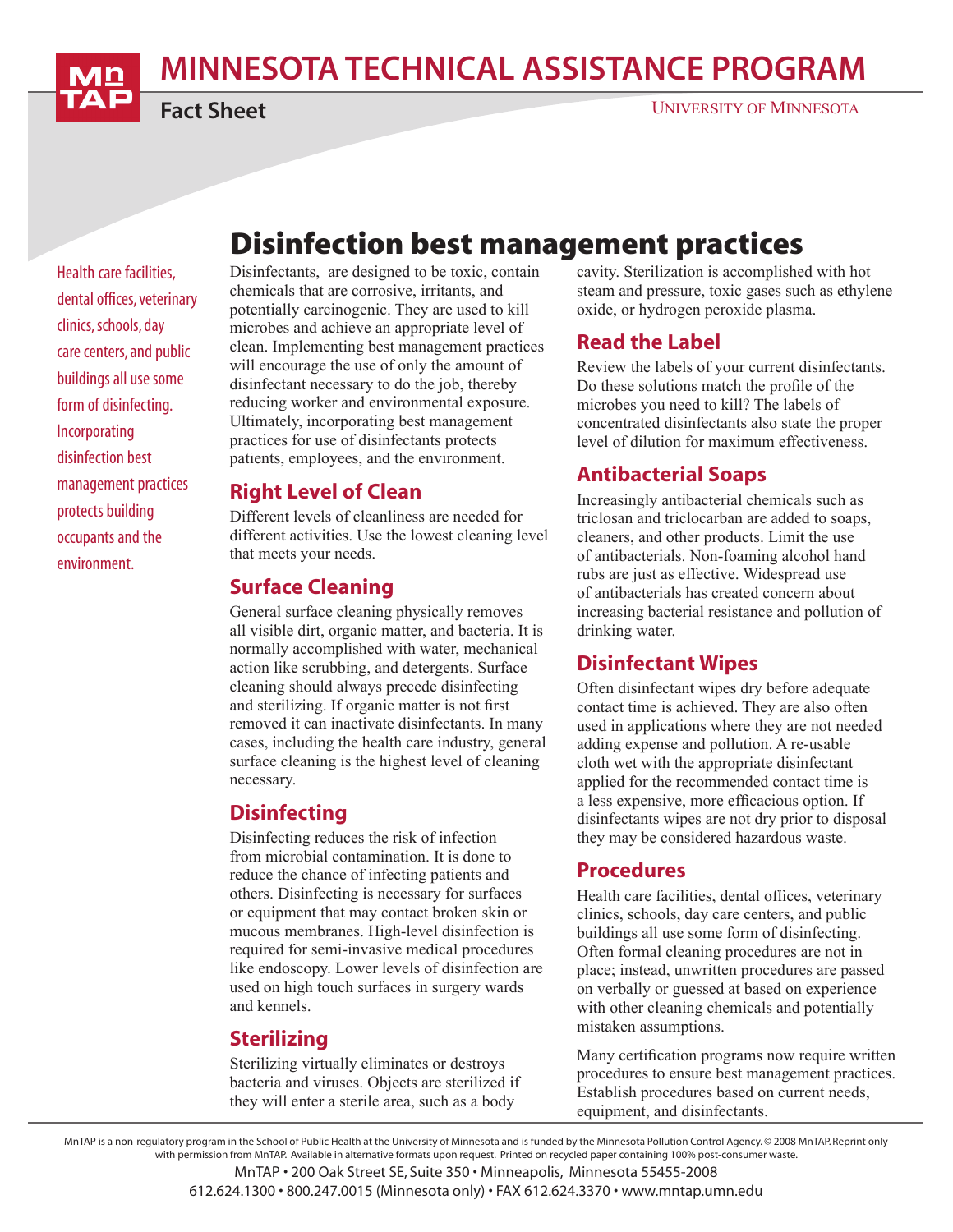# MINNESOTA TECHNICAL ASSISTANCE PROGRAM

**Fact Sheet**

UNIVERSITY OF MINNESOTA

## Disinfection best management practices

Health care facilities, dental offices, veterinary clinics, schools, day care centers, and public buildings all use some form of disinfecting. Incorporating disinfection best management practices protects building occupants and the environment.

Disinfectants, are designed to be toxic, contain chemicals that are corrosive, irritants, and potentially carcinogenic. They are used to kill microbes and achieve an appropriate level of clean. Implementing best management practices will encourage the use of only the amount of disinfectant necessary to do the job, thereby reducing worker and environmental exposure. Ultimately, incorporating best management practices for use of disinfectants protects patients, employees, and the environment.

### Right Level of Clean

Different levels of cleanliness are needed for different activities. Use the lowest cleaning level that meets your needs.

### Surface Cleaning

General surface cleaning physically removes all visible dirt, organic matter, and bacteria. It is normally accomplished with water, mechanical action like scrubbing, and detergents. Surface cleaning should always precede disinfecting and sterilizing. If organic matter is not first removed it can inactivate disinfectants. In many cases, including the health care industry, general surface cleaning is the highest level of cleaning necessary.

### Disinfecting

Disinfecting reduces the risk of infection from microbial contamination. It is done to reduce the chance of infecting patients and others. Disinfecting is necessary for surfaces or equipment that may contact broken skin or mucous membranes. High-level disinfection is required for semi-invasive medical procedures like endoscopy. Lower levels of disinfection are used on high touch surfaces in surgery wards and kennels.

### Sterilizing

Sterilizing virtually eliminates or destroys bacteria and viruses. Objects are sterilized if they will enter a sterile area, such as a body cavity. Sterilization is accomplished with hot steam and pressure, toxic gases such as ethylene oxide, or hydrogen peroxide plasma.

### Read the Label

Review the labels of your current disinfectants. Do these solutions match the profile of the microbes you need to kill? The labels of concentrated disinfectants also state the proper level of dilution for maximum effectiveness.

### Antibacterial Soaps

Increasingly antibacterial chemicals such as triclosan and triclocarban are added to soaps, cleaners, and other products. Limit the use of antibacterials. Non-foaming alcohol hand rubs are just as effective. Widespread use of antibacterials has created concern about increasing bacterial resistance and pollution of drinking water.

### Disinfectant Wipes

Often disinfectant wipes dry before adequate contact time is achieved. They are also often used in applications where they are not needed adding expense and pollution. A re-usable cloth wet with the appropriate disinfectant applied for the recommended contact time is a less expensive, more efficacious option. If disinfectants wipes are not dry prior to disposal they may be considered hazardous waste.

### Procedures

Health care facilities, dental offices, veterinary clinics, schools, day care centers, and public buildings all use some form of disinfecting. Often formal cleaning procedures are not in place; instead, unwritten procedures are passed on verbally or guessed at based on experience with other cleaning chemicals and potentially mistaken assumptions.

Many certification programs now require written procedures to ensure best management practices. Establish procedures based on current needs, equipment, and disinfectants.

MnTAP is a non-regulatory program in the School of Public Health at the University of Minnesota and is funded by the Minnesota Pollution Control Agency. © 2008 MnTAP. Reprint only with permission from MnTAP. Available in alternative formats upon request. Printed on recycled paper containing 100% post-consumer waste.

MnTAP • 200 Oak Street SE, Suite 350 • Minneapolis, Minnesota 55455-2008
612.624.1300 • 800.247.0015 (Minnesota only) • FAX 612.624.3370 • www.mntap.umn.edu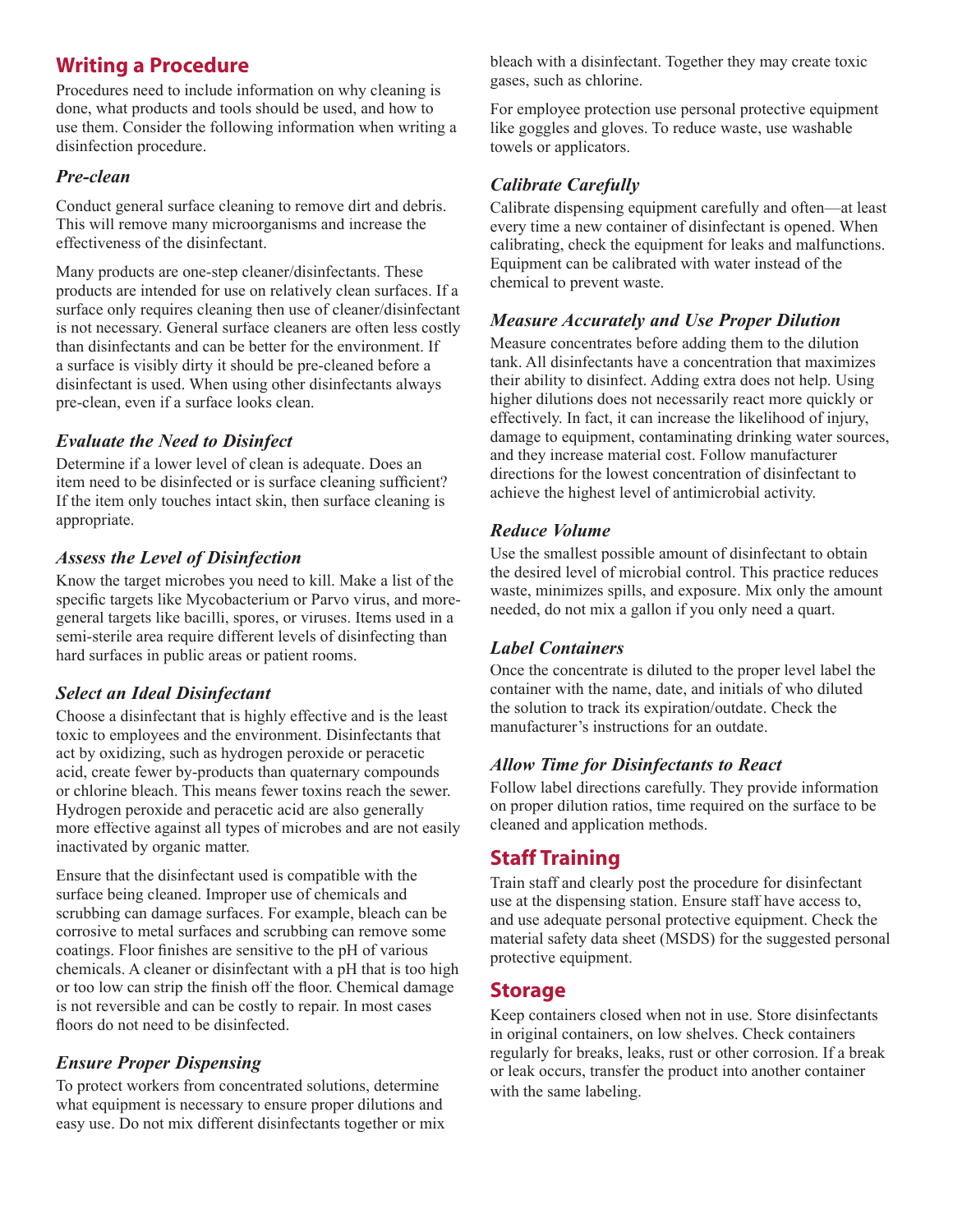## Writing a Procedure

Procedures need to include information on why cleaning is done, what products and tools should be used, and how to use them. Consider the following information when writing a disinfection procedure.

### *Pre-clean*

Conduct general surface cleaning to remove dirt and debris. This will remove many microorganisms and increase the effectiveness of the disinfectant.

Many products are one-step cleaner/disinfectants. These products are intended for use on relatively clean surfaces. If a surface only requires cleaning then use of cleaner/disinfectant is not necessary. General surface cleaners are often less costly than disinfectants and can be better for the environment. If a surface is visibly dirty it should be pre-cleaned before a disinfectant is used. When using other disinfectants always pre-clean, even if a surface looks clean.

### *Evaluate the Need to Disinfect*

Determine if a lower level of clean is adequate. Does an item need to be disinfected or is surface cleaning sufficient? If the item only touches intact skin, then surface cleaning is appropriate.

### *Assess the Level of Disinfection*

Know the target microbes you need to kill. Make a list of the specific targets like Mycobacterium or Parvo virus, and more-general targets like bacilli, spores, or viruses. Items used in a semi-sterile area require different levels of disinfecting than hard surfaces in public areas or patient rooms.

### *Select an Ideal Disinfectant*

Choose a disinfectant that is highly effective and is the least toxic to employees and the environment. Disinfectants that act by oxidizing, such as hydrogen peroxide or peracetic acid, create fewer by-products than quaternary compounds or chlorine bleach. This means fewer toxins reach the sewer. Hydrogen peroxide and peracetic acid are also generally more effective against all types of microbes and are not easily inactivated by organic matter.

Ensure that the disinfectant used is compatible with the surface being cleaned. Improper use of chemicals and scrubbing can damage surfaces. For example, bleach can be corrosive to metal surfaces and scrubbing can remove some coatings. Floor finishes are sensitive to the pH of various chemicals. A cleaner or disinfectant with a pH that is too high or too low can strip the finish off the floor. Chemical damage is not reversible and can be costly to repair. In most cases floors do not need to be disinfected.

### *Ensure Proper Dispensing*

To protect workers from concentrated solutions, determine what equipment is necessary to ensure proper dilutions and easy use. Do not mix different disinfectants together or mix bleach with a disinfectant. Together they may create toxic gases, such as chlorine.

For employee protection use personal protective equipment like goggles and gloves. To reduce waste, use washable towels or applicators.

### *Calibrate Carefully*

Calibrate dispensing equipment carefully and often—at least every time a new container of disinfectant is opened. When calibrating, check the equipment for leaks and malfunctions. Equipment can be calibrated with water instead of the chemical to prevent waste.

### *Measure Accurately and Use Proper Dilution*

Measure concentrates before adding them to the dilution tank. All disinfectants have a concentration that maximizes their ability to disinfect. Adding extra does not help. Using higher dilutions does not necessarily react more quickly or effectively. In fact, it can increase the likelihood of injury, damage to equipment, contaminating drinking water sources, and they increase material cost. Follow manufacturer directions for the lowest concentration of disinfectant to achieve the highest level of antimicrobial activity.

### *Reduce Volume*

Use the smallest possible amount of disinfectant to obtain the desired level of microbial control. This practice reduces waste, minimizes spills, and exposure. Mix only the amount needed, do not mix a gallon if you only need a quart.

### *Label Containers*

Once the concentrate is diluted to the proper level label the container with the name, date, and initials of who diluted the solution to track its expiration/outdate. Check the manufacturer's instructions for an outdate.

### *Allow Time for Disinfectants to React*

Follow label directions carefully. They provide information on proper dilution ratios, time required on the surface to be cleaned and application methods.

## Staff Training

Train staff and clearly post the procedure for disinfectant use at the dispensing station. Ensure staff have access to, and use adequate personal protective equipment. Check the material safety data sheet (MSDS) for the suggested personal protective equipment.

## Storage

Keep containers closed when not in use. Store disinfectants in original containers, on low shelves. Check containers regularly for breaks, leaks, rust or other corrosion. If a break or leak occurs, transfer the product into another container with the same labeling.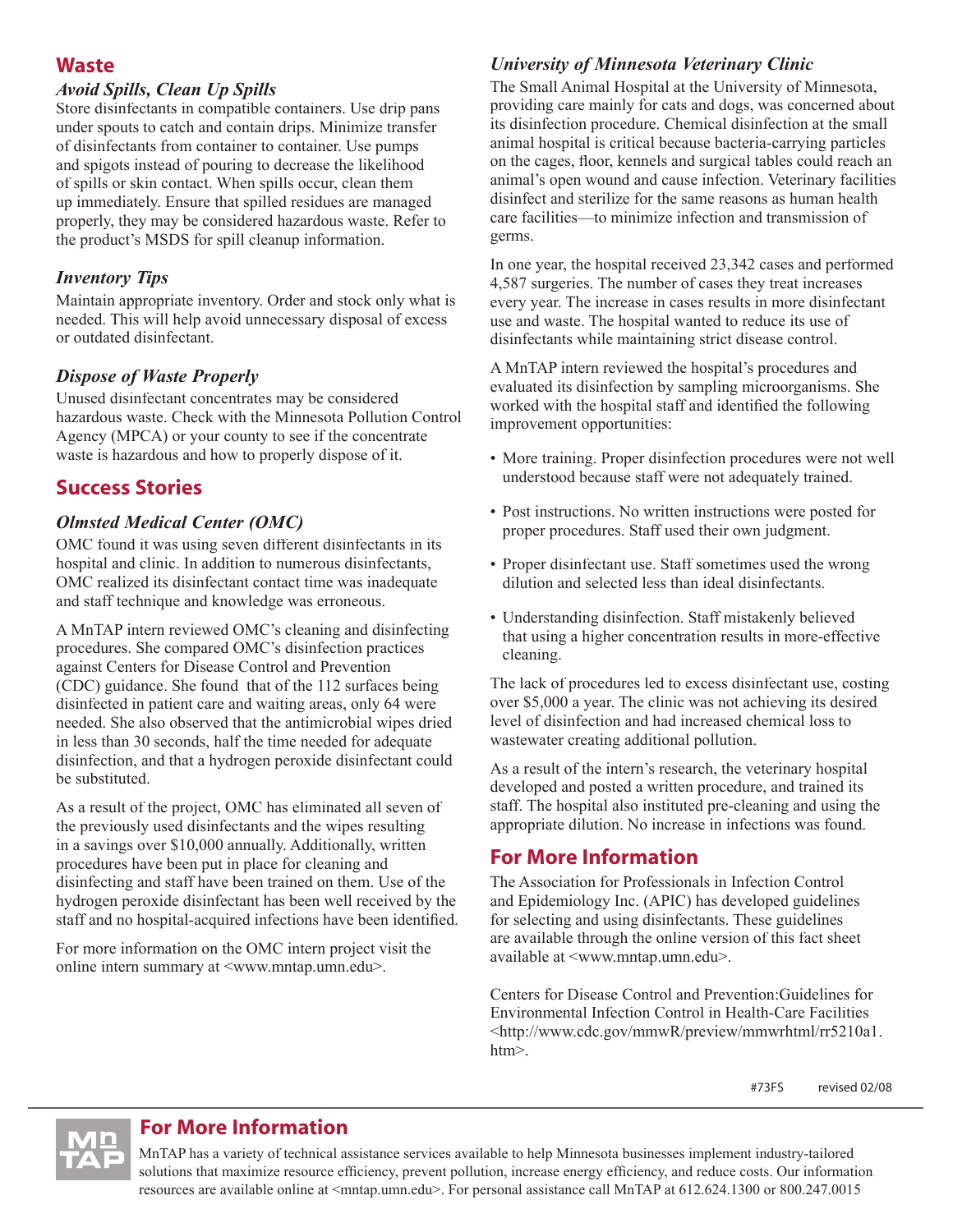## Waste

### *Avoid Spills, Clean Up Spills*

Store disinfectants in compatible containers. Use drip pans under spouts to catch and contain drips. Minimize transfer of disinfectants from container to container. Use pumps and spigots instead of pouring to decrease the likelihood of spills or skin contact. When spills occur, clean them up immediately. Ensure that spilled residues are managed properly, they may be considered hazardous waste. Refer to the product's MSDS for spill cleanup information.

### *Inventory Tips*

Maintain appropriate inventory. Order and stock only what is needed. This will help avoid unnecessary disposal of excess or outdated disinfectant.

### *Dispose of Waste Properly*

Unused disinfectant concentrates may be considered hazardous waste. Check with the Minnesota Pollution Control Agency (MPCA) or your county to see if the concentrate waste is hazardous and how to properly dispose of it.

## Success Stories

### *Olmsted Medical Center (OMC)*

OMC found it was using seven different disinfectants in its hospital and clinic. In addition to numerous disinfectants, OMC realized its disinfectant contact time was inadequate and staff technique and knowledge was erroneous.

A MnTAP intern reviewed OMC's cleaning and disinfecting procedures. She compared OMC's disinfection practices against Centers for Disease Control and Prevention (CDC) guidance. She found that of the 112 surfaces being disinfected in patient care and waiting areas, only 64 were needed. She also observed that the antimicrobial wipes dried in less than 30 seconds, half the time needed for adequate disinfection, and that a hydrogen peroxide disinfectant could be substituted.

As a result of the project, OMC has eliminated all seven of the previously used disinfectants and the wipes resulting in a savings over $10,000 annually. Additionally, written procedures have been put in place for cleaning and disinfecting and staff have been trained on them. Use of the hydrogen peroxide disinfectant has been well received by the staff and no hospital-acquired infections have been identified.

For more information on the OMC intern project visit the online intern summary at <www.mntap.umn.edu>.

### *University of Minnesota Veterinary Clinic*

The Small Animal Hospital at the University of Minnesota, providing care mainly for cats and dogs, was concerned about its disinfection procedure. Chemical disinfection at the small animal hospital is critical because bacteria-carrying particles on the cages, floor, kennels and surgical tables could reach an animal's open wound and cause infection. Veterinary facilities disinfect and sterilize for the same reasons as human health care facilities—to minimize infection and transmission of germs.

In one year, the hospital received 23,342 cases and performed 4,587 surgeries. The number of cases they treat increases every year. The increase in cases results in more disinfectant use and waste. The hospital wanted to reduce its use of disinfectants while maintaining strict disease control.

A MnTAP intern reviewed the hospital's procedures and evaluated its disinfection by sampling microorganisms. She worked with the hospital staff and identified the following improvement opportunities:

- More training. Proper disinfection procedures were not well understood because staff were not adequately trained.
- Post instructions. No written instructions were posted for proper procedures. Staff used their own judgment.
- Proper disinfectant use. Staff sometimes used the wrong dilution and selected less than ideal disinfectants.
- Understanding disinfection. Staff mistakenly believed that using a higher concentration results in more-effective cleaning.

The lack of procedures led to excess disinfectant use, costing over $5,000 a year. The clinic was not achieving its desired level of disinfection and had increased chemical loss to wastewater creating additional pollution.

As a result of the intern's research, the veterinary hospital developed and posted a written procedure, and trained its staff. The hospital also instituted pre-cleaning and using the appropriate dilution. No increase in infections was found.

## For More Information

The Association for Professionals in Infection Control and Epidemiology Inc. (APIC) has developed guidelines for selecting and using disinfectants. These guidelines are available through the online version of this fact sheet available at <www.mntap.umn.edu>.

Centers for Disease Control and Prevention:Guidelines for Environmental Infection Control in Health-Care Facilities <http://www.cdc.gov/mmwR/preview/mmwrhtml/rr5210a1.htm>.

#73FS revised 02/08

## For More Information

MnTAP has a variety of technical assistance services available to help Minnesota businesses implement industry-tailored solutions that maximize resource efficiency, prevent pollution, increase energy efficiency, and reduce costs. Our information resources are available online at <mntap.umn.edu>. For personal assistance call MnTAP at 612.624.1300 or 800.247.0015